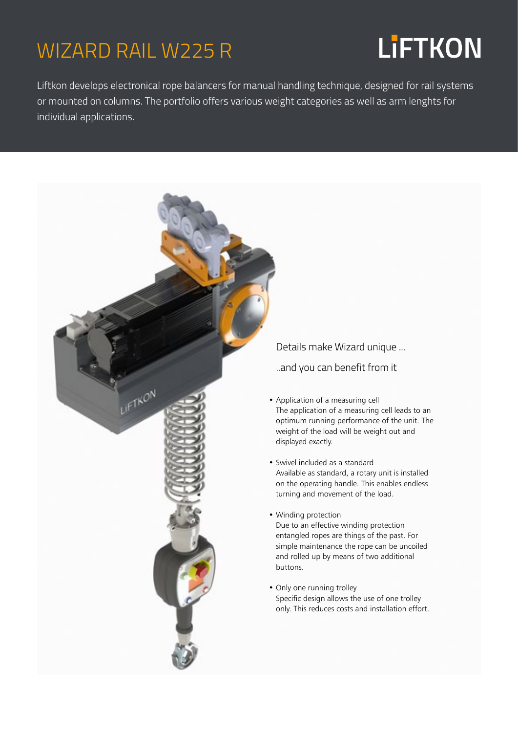# WIZARD RAIL W225 R

LIFTKON

Liftkon develops electronical rope balancers for manual handling technique, designed for rail systems or mounted on columns. The portfolio offers various weight categories as well as arm lenghts for individual applications.

Details make Wizard unique ...

..and you can benefit from it

- Application of a measuring cell
  The application of a measuring cell leads to an optimum running performance of the unit. The weight of the load will be weight out and displayed exactly.

- Swivel included as a standard
  Available as standard, a rotary unit is installed on the operating handle. This enables endless turning and movement of the load.

- Winding protection
  Due to an effective winding protection entangled ropes are things of the past. For simple maintenance the rope can be uncoiled and rolled up by means of two additional buttons.

- Only one running trolley
  Specific design allows the use of one trolley only. This reduces costs and installation effort.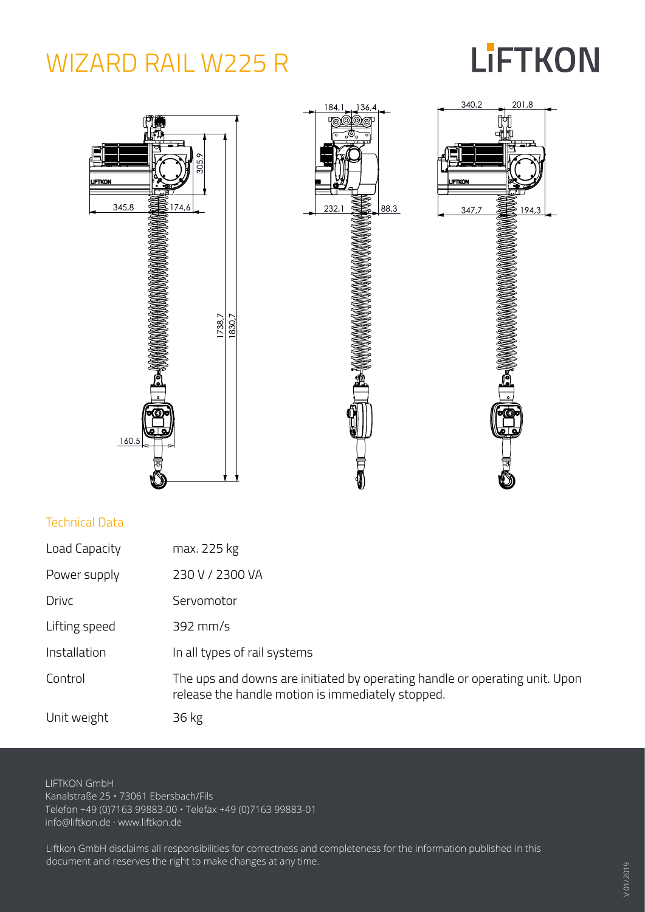# WIZARD RAIL W225 R

LIFTKON

345,8
174,6
305,9
1738,7
1830,7
160,5

184,1
136,4
232,1
88,3

340,2
201,8
347,7
194,3

## Technical Data

| | |
|---|---|
| Load Capacity | max. 225 kg |
| Power supply | 230 V / 2300 VA |
| Drivc | Servomotor |
| Lifting speed | 392 mm/s |
| Installation | In all types of rail systems |
| Control | The ups and downs are initiated by operating handle or operating unit. Upon release the handle motion is immediately stopped. |
| Unit weight | 36 kg |

LIFTKON GmbH
Kanalstraße 25 • 73061 Ebersbach/Fils
Telefon +49 (0)7163 99883-00 • Telefax +49 (0)7163 99883-01
info@liftkon.de · www.liftkon.de

Liftkon GmbH disclaims all responsibilities for correctness and completeness for the information published in this document and reserves the right to make changes at any time.

V 01/2019